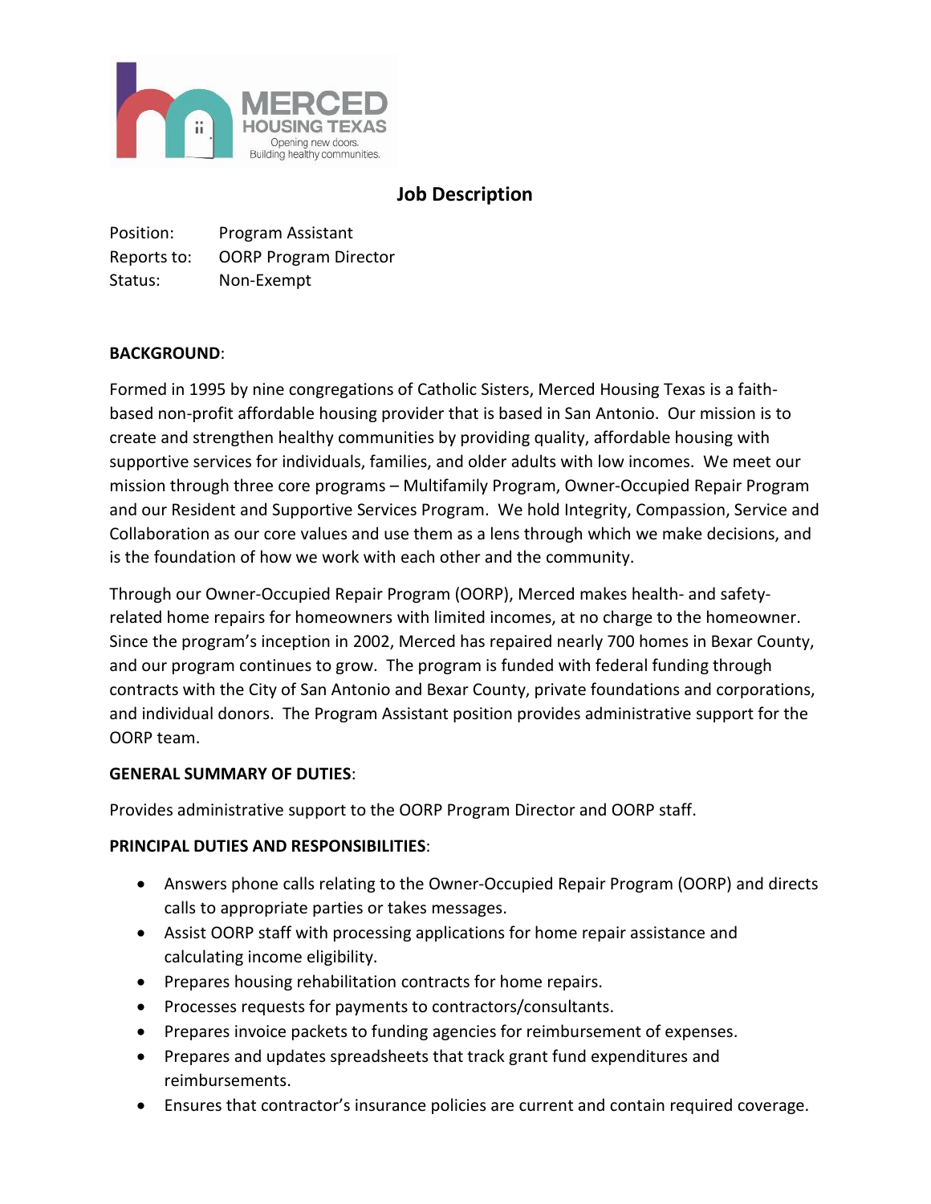# Job Description

Position: Program Assistant
Reports to: OORP Program Director
Status: Non-Exempt

**BACKGROUND**:

Formed in 1995 by nine congregations of Catholic Sisters, Merced Housing Texas is a faith-based non-profit affordable housing provider that is based in San Antonio. Our mission is to create and strengthen healthy communities by providing quality, affordable housing with supportive services for individuals, families, and older adults with low incomes. We meet our mission through three core programs – Multifamily Program, Owner-Occupied Repair Program and our Resident and Supportive Services Program. We hold Integrity, Compassion, Service and Collaboration as our core values and use them as a lens through which we make decisions, and is the foundation of how we work with each other and the community.

Through our Owner-Occupied Repair Program (OORP), Merced makes health- and safety-related home repairs for homeowners with limited incomes, at no charge to the homeowner. Since the program's inception in 2002, Merced has repaired nearly 700 homes in Bexar County, and our program continues to grow. The program is funded with federal funding through contracts with the City of San Antonio and Bexar County, private foundations and corporations, and individual donors. The Program Assistant position provides administrative support for the OORP team.

**GENERAL SUMMARY OF DUTIES**:

Provides administrative support to the OORP Program Director and OORP staff.

**PRINCIPAL DUTIES AND RESPONSIBILITIES**:

- Answers phone calls relating to the Owner-Occupied Repair Program (OORP) and directs calls to appropriate parties or takes messages.
- Assist OORP staff with processing applications for home repair assistance and calculating income eligibility.
- Prepares housing rehabilitation contracts for home repairs.
- Processes requests for payments to contractors/consultants.
- Prepares invoice packets to funding agencies for reimbursement of expenses.
- Prepares and updates spreadsheets that track grant fund expenditures and reimbursements.
- Ensures that contractor's insurance policies are current and contain required coverage.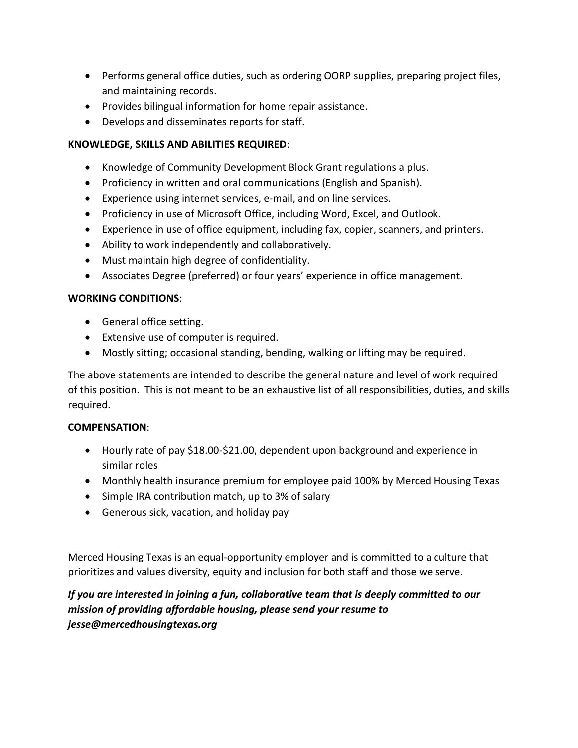- Performs general office duties, such as ordering OORP supplies, preparing project files, and maintaining records.
- Provides bilingual information for home repair assistance.
- Develops and disseminates reports for staff.

**KNOWLEDGE, SKILLS AND ABILITIES REQUIRED**:

- Knowledge of Community Development Block Grant regulations a plus.
- Proficiency in written and oral communications (English and Spanish).
- Experience using internet services, e-mail, and on line services.
- Proficiency in use of Microsoft Office, including Word, Excel, and Outlook.
- Experience in use of office equipment, including fax, copier, scanners, and printers.
- Ability to work independently and collaboratively.
- Must maintain high degree of confidentiality.
- Associates Degree (preferred) or four years' experience in office management.

**WORKING CONDITIONS**:

- General office setting.
- Extensive use of computer is required.
- Mostly sitting; occasional standing, bending, walking or lifting may be required.

The above statements are intended to describe the general nature and level of work required of this position. This is not meant to be an exhaustive list of all responsibilities, duties, and skills required.

**COMPENSATION**:

- Hourly rate of pay $18.00-$21.00, dependent upon background and experience in similar roles
- Monthly health insurance premium for employee paid 100% by Merced Housing Texas
- Simple IRA contribution match, up to 3% of salary
- Generous sick, vacation, and holiday pay

Merced Housing Texas is an equal-opportunity employer and is committed to a culture that prioritizes and values diversity, equity and inclusion for both staff and those we serve.

***If you are interested in joining a fun, collaborative team that is deeply committed to our mission of providing affordable housing, please send your resume to jesse@mercedhousingtexas.org***